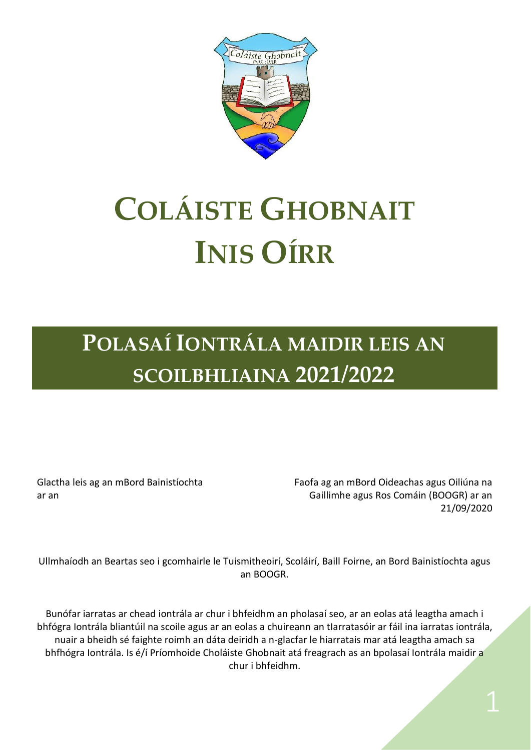# COLÁISTE GHOBNAIT INIS OÍRR

## POLASAÍ IONTRÁLA MAIDIR LEIS AN SCOILBHLIAINA 2021/2022

Glactha leis ag an mBord Bainistíochta ar an

Faofa ag an mBord Oideachas agus Oiliúna na Gaillimhe agus Ros Comáin (BOOGR) ar an 21/09/2020

Ullmhaíodh an Beartas seo i gcomhairle le Tuismitheoirí, Scoláirí, Baill Foirne, an Bord Bainistíochta agus an BOOGR.

Bunófar iarratas ar chead iontrála ar chur i bhfeidhm an pholasaí seo, ar an eolas atá leagtha amach i bhfógra Iontrála bliantúil na scoile agus ar an eolas a chuireann an tIarratasóir ar fáil ina iarratas iontrála, nuair a bheidh sé faighte roimh an dáta deiridh a n-glacfar le hiarratais mar atá leagtha amach sa bhfhógra Iontrála. Is é/í Príomhoide Choláiste Ghobnait atá freagrach as an bpolasaí Iontrála maidir a chur i bhfeidhm.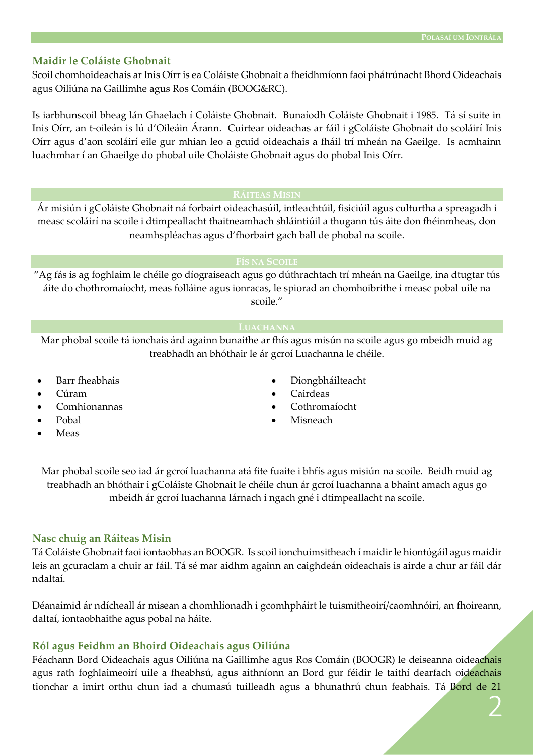## Maidir le Coláiste Ghobnait

Scoil chomhoideachais ar Inis Oírr is ea Coláiste Ghobnait a fheidhmíonn faoi phátrúnacht Bhord Oideachais agus Oiliúna na Gaillimhe agus Ros Comáin (BOOG&RC).

Is iarbhunscoil bheag lán Ghaelach í Coláiste Ghobnait. Bunaíodh Coláiste Ghobnait i 1985. Tá sí suite in Inis Oírr, an t-oileán is lú d'Oileáin Árann. Cuirtear oideachas ar fáil i gColáiste Ghobnait do scoláirí Inis Oírr agus d'aon scoláirí eile gur mhian leo a gcuid oideachais a fháil trí mheán na Gaeilge. Is acmhainn luachmhar í an Ghaeilge do phobal uile Choláiste Ghobnait agus do phobal Inis Oírr.

### Ráiteas Misin

Ár misiún i gColáiste Ghobnait ná forbairt oideachasúil, intleachtúil, fisiciúil agus culturtha a spreagadh i measc scoláirí na scoile i dtimpeallacht thaitneamhach shláintiúil a thugann tús áite don fhéinmheas, don neamhspléachas agus d'fhorbairt gach ball de phobal na scoile.

### Fís na Scoile

"Ag fás is ag foghlaim le chéile go díograiseach agus go dúthrachtach trí mheán na Gaeilge, ina dtugtar tús áite do chothromaíocht, meas folláine agus ionracas, le spiorad an chomhoibrithe i measc pobal uile na scoile."

### Luachanna

Mar phobal scoile tá ionchais árd againn bunaithe ar fhís agus misún na scoile agus go mbeidh muid ag treabhadh an bhóthair le ár gcroí Luachanna le chéile.

- Barr fheabhais
- Cúram
- Comhionannas
- Pobal
- Meas
- Diongbháilteacht
- Cairdeas
- Cothromaíocht
- Misneach

Mar phobal scoile seo iad ár gcroí luachanna atá fite fuaite i bhfís agus misiún na scoile. Beidh muid ag treabhadh an bhóthair i gColáiste Ghobnait le chéile chun ár gcroí luachanna a bhaint amach agus go mbeidh ár gcroí luachanna lárnach i ngach gné i dtimpeallacht na scoile.

## Nasc chuig an Ráiteas Misin

Tá Coláiste Ghobnait faoi iontaobhas an BOOGR. Is scoil ionchuimsitheach í maidir le hiontógáil agus maidir leis an gcuraclam a chuir ar fáil. Tá sé mar aidhm againn an caighdeán oideachais is airde a chur ar fáil dár ndaltaí.

Déanaimid ár ndícheall ár misean a chomhlíonadh i gcomhpháirt le tuismitheoirí/caomhnóirí, an fhoireann, daltaí, iontaobhaithe agus pobal na háite.

## Ról agus Feidhm an Bhoird Oideachais agus Oiliúna

Féachann Bord Oideachais agus Oiliúna na Gaillimhe agus Ros Comáin (BOOGR) le deiseanna oideachais agus rath foghlaimeoirí uile a fheabhsú, agus aithníonn an Bord gur féidir le taithí dearfach oideachais tionchar a imirt orthu chun iad a chumasú tuilleadh agus a bhunathrú chun feabhais. Tá Bord de 21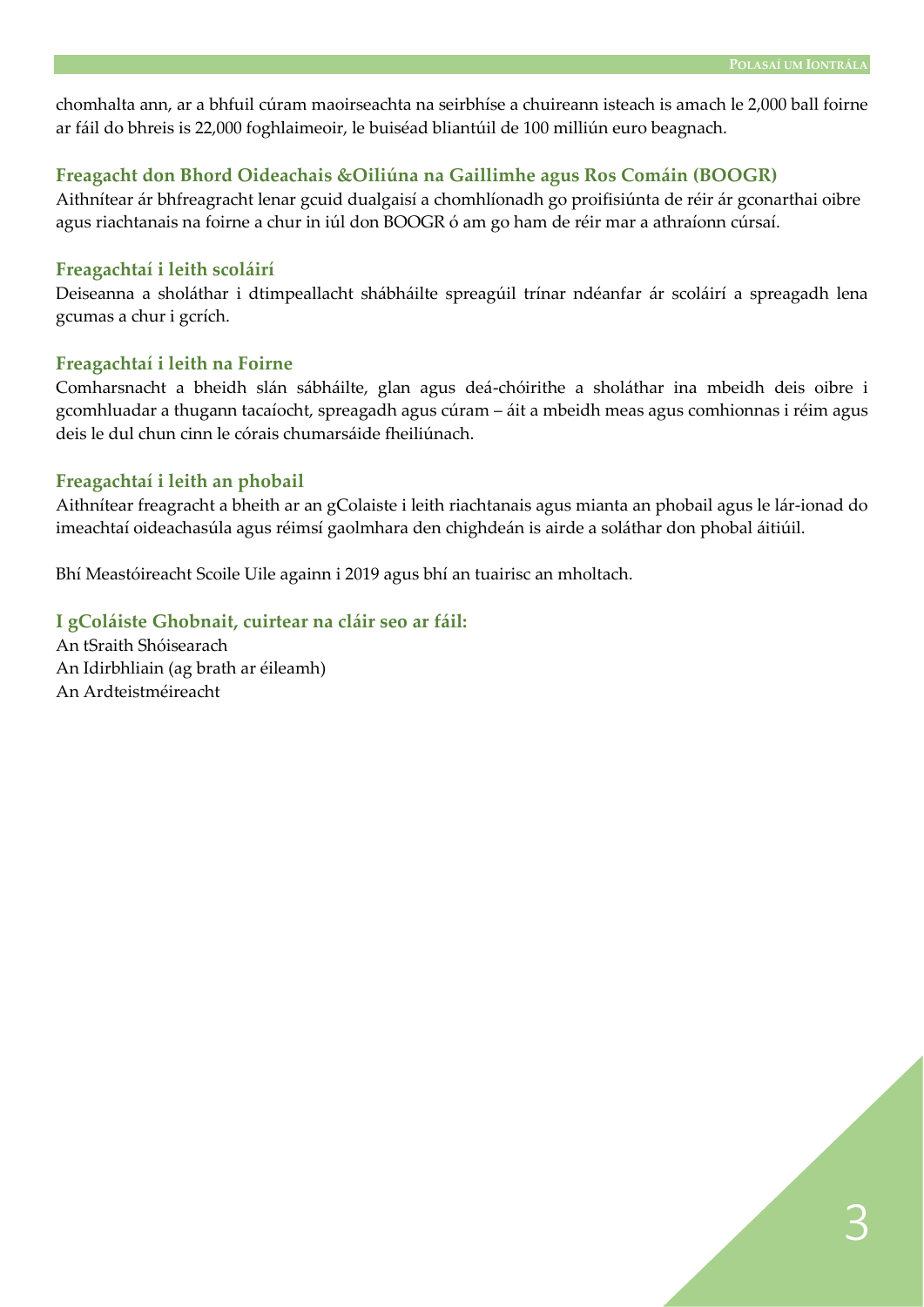chomhalta ann, ar a bhfuil cúram maoirseachta na seirbhíse a chuireann isteach is amach le 2,000 ball foirne ar fáil do bhreis is 22,000 foghlaimeoir, le buiséad bliantúil de 100 milliún euro beagnach.

### Freagacht don Bhord Oideachais &Oiliúna na Gaillimhe agus Ros Comáin (BOOGR)

Aithnítear ár bhfreagracht lenar gcuid dualgaisí a chomhlíonadh go proifisiúnta de réir ár gconarthai oibre agus riachtanais na foirne a chur in iúl don BOOGR ó am go ham de réir mar a athraíonn cúrsaí.

### Freagachtaí i leith scoláirí

Deiseanna a sholáthar i dtimpeallacht shábháilte spreagúil trínar ndéanfar ár scoláirí a spreagadh lena gcumas a chur i gcrích.

### Freagachtaí i leith na Foirne

Comharsnacht a bheidh slán sábháilte, glan agus deá-chóirithe a sholáthar ina mbeidh deis oibre i gcomhluadar a thugann tacaíocht, spreagadh agus cúram – áit a mbeidh meas agus comhionnas i réim agus deis le dul chun cinn le córais chumarsáide fheiliúnach.

### Freagachtaí i leith an phobail

Aithnítear freagracht a bheith ar an gColaiste i leith riachtanais agus mianta an phobail agus le lár-ionad do imeachtaí oideachasúla agus réimsí gaolmhara den chighdeán is airde a soláthar don phobal áitiúil.

Bhí Meastóireacht Scoile Uile againn i 2019 agus bhí an tuairisc an mholtach.

### I gColáiste Ghobnait, cuirtear na cláir seo ar fáil:

An tSraith Shóisearach
An Idirbhliain (ag brath ar éileamh)
An Ardteistméireacht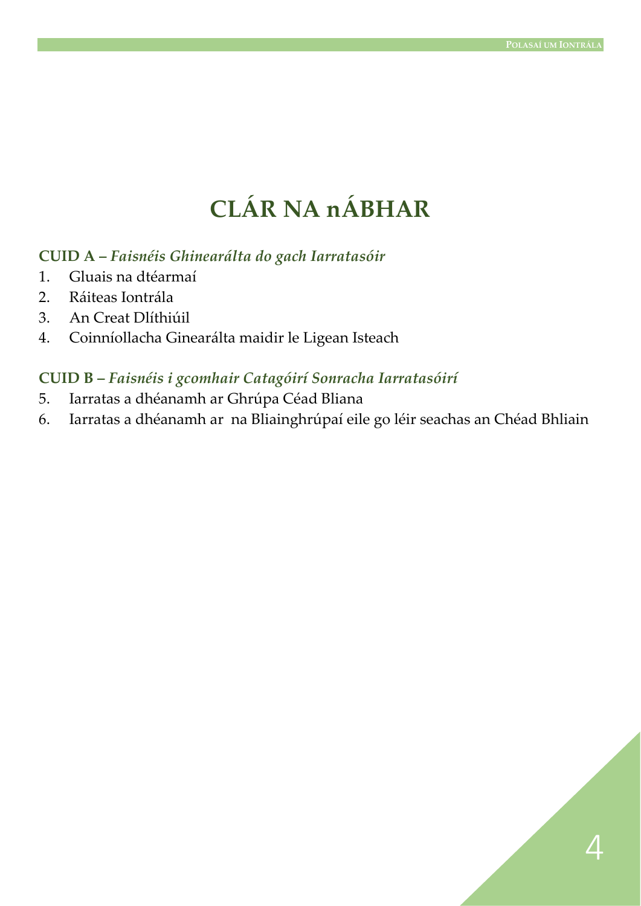# CLÁR NA nÁBHAR

**CUID A –** ***Faisnéis Ghinearálta do gach Iarratasóir***

1. Gluais na dtéarmaí
2. Ráiteas Iontrála
3. An Creat Dlíthiúil
4. Coinníollacha Ginearálta maidir le Ligean Isteach

**CUID B –** ***Faisnéis i gcomhair Catagóirí Sonracha Iarratasóirí***

5. Iarratas a dhéanamh ar Ghrúpa Céad Bliana
6. Iarratas a dhéanamh ar na Bliainghrúpaí eile go léir seachas an Chéad Bhliain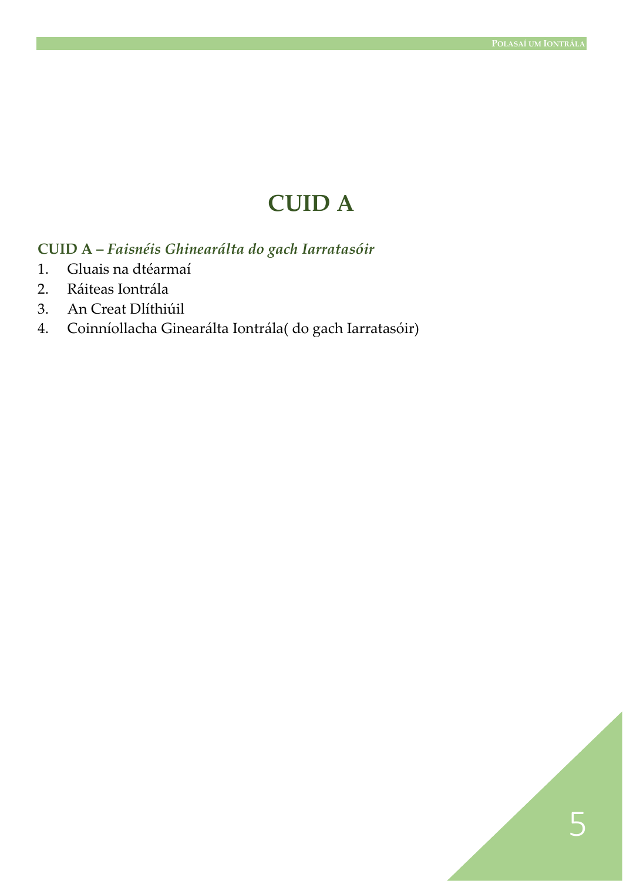# CUID A

**CUID A –** ***Faisnéis Ghinearálta do gach Iarratasóir***

1. Gluais na dtéarmaí
2. Ráiteas Iontrála
3. An Creat Dlíthiúil
4. Coinníollacha Ginearálta Iontrála( do gach Iarratasóir)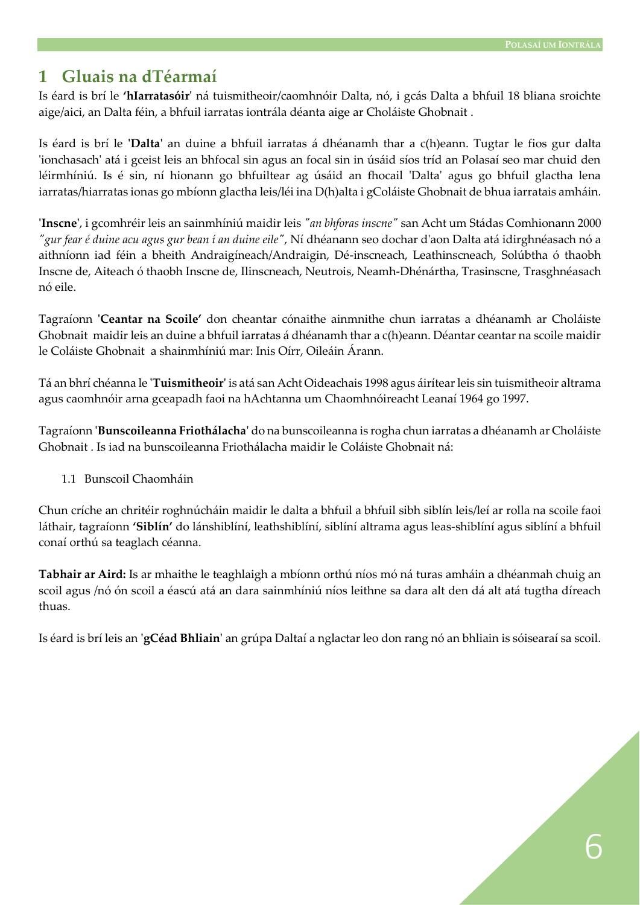# 1 Gluais na dTéarmaí

Is éard is brí le **'hIarratasóir'** ná tuismitheoir/caomhnóir Dalta, nó, i gcás Dalta a bhfuil 18 bliana sroichte aige/aici, an Dalta féin, a bhfuil iarratas iontrála déanta aige ar Choláiste Ghobnait .

Is éard is brí le **'Dalta'** an duine a bhfuil iarratas á dhéanamh thar a c(h)eann. Tugtar le fios gur dalta 'ionchasach' atá i gceist leis an bhfocal sin agus an focal sin in úsáid síos tríd an Polasaí seo mar chuid den léirmhíniú. Is é sin, ní hionann go bhfuiltear ag úsáid an fhocail 'Dalta' agus go bhfuil glactha lena iarratas/hiarratas ionas go mbíonn glactha leis/léi ina D(h)alta i gColáiste Ghobnait de bhua iarratais amháin.

**'Inscne'**, i gcomhréir leis an sainmhíniú maidir leis *"an bhforas inscne"* san Acht um Stádas Comhionann 2000 *"gur fear é duine acu agus gur bean í an duine eile"*, Ní dhéanann seo dochar d'aon Dalta atá idirghnéasach nó a aithníonn iad féin a bheith Andraigíneach/Andraigin, Dé-inscneach, Leathinscneach, Solúbtha ó thaobh Inscne de, Aiteach ó thaobh Inscne de, Ilinscneach, Neutrois, Neamh-Dhénártha, Trasinscne, Trasghnéasach nó eile.

Tagraíonn **'Ceantar na Scoile'** don cheantar cónaithe ainmnithe chun iarratas a dhéanamh ar Choláiste Ghobnait maidir leis an duine a bhfuil iarratas á dhéanamh thar a c(h)eann. Déantar ceantar na scoile maidir le Coláiste Ghobnait a shainmhíniú mar: Inis Oírr, Oileáin Árann.

Tá an bhrí chéanna le **'Tuismitheoir'** is atá san Acht Oideachais 1998 agus áirítear leis sin tuismitheoir altrama agus caomhnóir arna gceapadh faoi na hAchtanna um Chaomhnóireacht Leanaí 1964 go 1997.

Tagraíonn **'Bunscoileanna Friothálacha'** do na bunscoileanna is rogha chun iarratas a dhéanamh ar Choláiste Ghobnait . Is iad na bunscoileanna Friothálacha maidir le Coláiste Ghobnait ná:

1.1 Bunscoil Chaomháin

Chun críche an chritéir roghnúcháin maidir le dalta a bhfuil a bhfuil sibh siblín leis/leí ar rolla na scoile faoi láthair, tagraíonn **'Siblín'** do lánshiblíní, leathshiblíní, siblíní altrama agus leas-shiblíní agus siblíní a bhfuil conaí orthú sa teaglach céanna.

**Tabhair ar Aird:** Is ar mhaithe le teaghlaigh a mbíonn orthú níos mó ná turas amháin a dhéanmah chuig an scoil agus /nó ón scoil a éascú atá an dara sainmhíniú níos leithne sa dara alt den dá alt atá tugtha díreach thuas.

Is éard is brí leis an **'gCéad Bhliain'** an grúpa Daltaí a nglactar leo don rang nó an bhliain is sóisearaí sa scoil.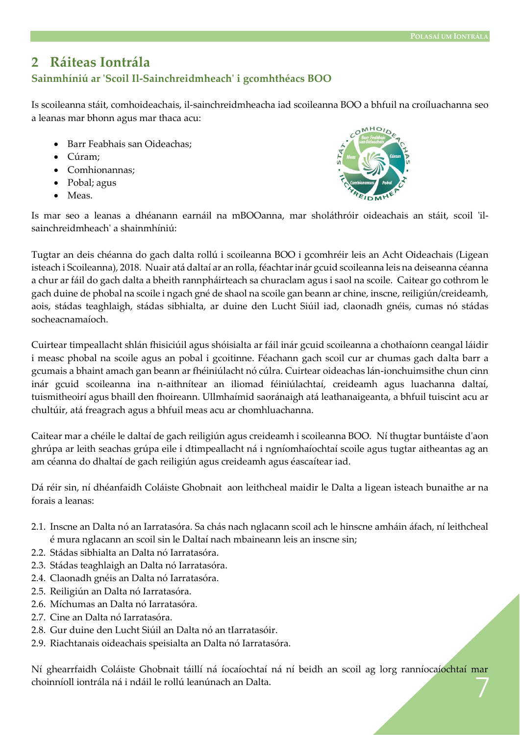## 2 Ráiteas Iontrála

### Sainmhíniú ar 'Scoil Il-Sainchreidmheach' i gcomhthéacs BOO

Is scoileanna stáit, comhoideachais, il-sainchreidmheacha iad scoileanna BOO a bhfuil na croíluachanna seo a leanas mar bhonn agus mar thaca acu:

- Barr Feabhais san Oideachas;
- Cúram;
- Comhionannas;
- Pobal; agus
- Meas.

Is mar seo a leanas a dhéanann earnáil na mBOOanna, mar sholáthróir oideachais an stáit, scoil 'il-sainchreidmheach' a shainmhíniú:

Tugtar an deis chéanna do gach dalta rollú i scoileanna BOO i gcomhréir leis an Acht Oideachais (Ligean isteach i Scoileanna), 2018. Nuair atá daltaí ar an rolla, féachtar inár gcuid scoileanna leis na deiseanna céanna a chur ar fáil do gach dalta a bheith rannpháirteach sa churaclam agus i saol na scoile. Caitear go cothrom le gach duine de phobal na scoile i ngach gné de shaol na scoile gan beann ar chine, inscne, reiligiún/creideamh, aois, stádas teaghlaigh, stádas sibhialta, ar duine den Lucht Siúil iad, claonadh gnéis, cumas nó stádas socheacnamaíoch.

Cuirtear timpeallacht shlán fhisiciúil agus shóisialta ar fáil inár gcuid scoileanna a chothaíonn ceangal láidir i measc phobal na scoile agus an pobal i gcoitinne. Féachann gach scoil cur ar chumas gach dalta barr a gcumais a bhaint amach gan beann ar fhéiniúlacht nó cúlra. Cuirtear oideachas lán-ionchuimsithe chun cinn inár gcuid scoileanna ina n-aithnítear an iliomad féiniúlachtaí, creideamh agus luachanna daltaí, tuismitheoirí agus bhaill den fhoireann. Ullmhaímid saoránaigh atá leathanaigeanta, a bhfuil tuiscint acu ar chultúir, atá freagrach agus a bhfuil meas acu ar chomhluachanna.

Caitear mar a chéile le daltaí de gach reiligiún agus creideamh i scoileanna BOO. Ní thugtar buntáiste d'aon ghrúpa ar leith seachas grúpa eile i dtimpeallacht ná i ngníomhaíochtaí scoile agus tugtar aitheantas ag an am céanna do dhaltaí de gach reiligiún agus creideamh agus éascaítear iad.

Dá réir sin, ní dhéanfaidh Coláiste Ghobnait aon leithcheal maidir le Dalta a ligean isteach bunaithe ar na forais a leanas:

2.1. Inscne an Dalta nó an Iarratasóra. Sa chás nach nglacann scoil ach le hinscne amháin áfach, ní leithcheal é mura nglacann an scoil sin le Daltaí nach mbaineann leis an inscne sin;
2.2. Stádas sibhialta an Dalta nó Iarratasóra.
2.3. Stádas teaghlaigh an Dalta nó Iarratasóra.
2.4. Claonadh gnéis an Dalta nó Iarratasóra.
2.5. Reiligiún an Dalta nó Iarratasóra.
2.6. Míchumas an Dalta nó Iarratasóra.
2.7. Cine an Dalta nó Iarratasóra.
2.8. Gur duine den Lucht Siúil an Dalta nó an tIarratasóir.
2.9. Riachtanais oideachais speisialta an Dalta nó Iarratasóra.

Ní ghearrfaidh Coláiste Ghobnait táillí ná íocaíochtaí ná ní beidh an scoil ag lorg ranníocaíochtaí mar choinníoll iontrála ná i ndáil le rollú leanúnach an Dalta.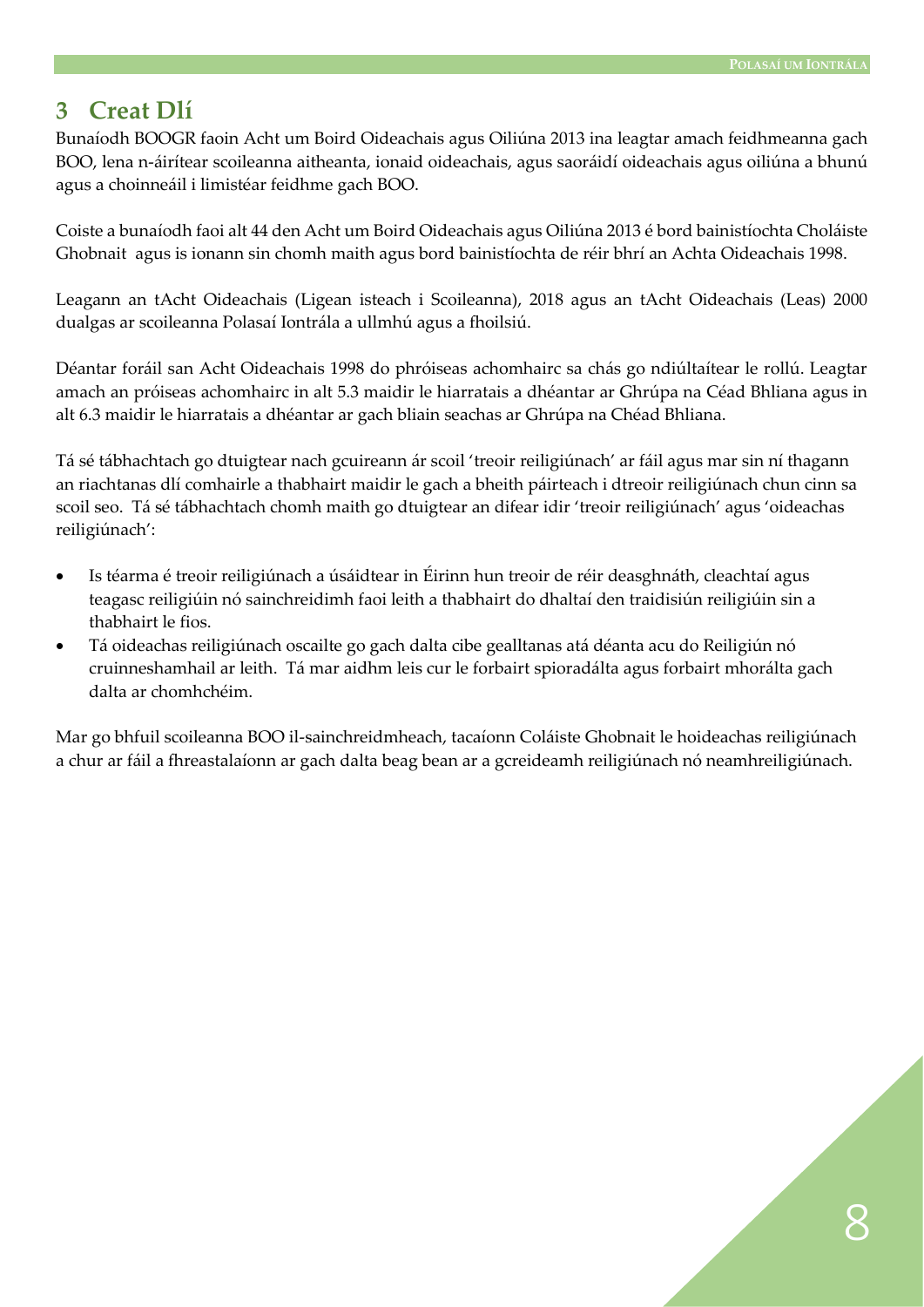## 3 Creat Dlí

Bunaíodh BOOGR faoin Acht um Boird Oideachais agus Oiliúna 2013 ina leagtar amach feidhmeanna gach BOO, lena n-áirítear scoileanna aitheanta, ionaid oideachais, agus saoráidí oideachais agus oiliúna a bhunú agus a choinneáil i limistéar feidhme gach BOO.

Coiste a bunaíodh faoi alt 44 den Acht um Boird Oideachais agus Oiliúna 2013 é bord bainistíochta Choláiste Ghobnait agus is ionann sin chomh maith agus bord bainistíochta de réir bhrí an Achta Oideachais 1998.

Leagann an tAcht Oideachais (Ligean isteach i Scoileanna), 2018 agus an tAcht Oideachais (Leas) 2000 dualgas ar scoileanna Polasaí Iontrála a ullmhú agus a fhoilsiú.

Déantar foráil san Acht Oideachais 1998 do phróiseas achomhairc sa chás go ndiúltaítear le rollú. Leagtar amach an próiseas achomhairc in alt 5.3 maidir le hiarratais a dhéantar ar Ghrúpa na Céad Bhliana agus in alt 6.3 maidir le hiarratais a dhéantar ar gach bliain seachas ar Ghrúpa na Chéad Bhliana.

Tá sé tábhachtach go dtuigtear nach gcuireann ár scoil 'treoir reiligiúnach' ar fáil agus mar sin ní thagann an riachtanas dlí comhairle a thabhairt maidir le gach a bheith páirteach i dtreoir reiligiúnach chun cinn sa scoil seo. Tá sé tábhachtach chomh maith go dtuigtear an difear idir 'treoir reiligiúnach' agus 'oideachas reiligiúnach':

- Is téarma é treoir reiligiúnach a úsáidtear in Éirinn hun treoir de réir deasghnáth, cleachtaí agus teagasc reiligiúin nó sainchreidimh faoi leith a thabhairt do dhaltaí den traidisiún reiligiúin sin a thabhairt le fios.
- Tá oideachas reiligiúnach oscailte go gach dalta cibe gealltanas atá déanta acu do Reiligiún nó cruinneshamhail ar leith. Tá mar aidhm leis cur le forbairt spioradálta agus forbairt mhorálta gach dalta ar chomhchéim.

Mar go bhfuil scoileanna BOO il-sainchreidmheach, tacaíonn Coláiste Ghobnait le hoideachas reiligiúnach a chur ar fáil a fhreastalaíonn ar gach dalta beag bean ar a gcreideamh reiligiúnach nó neamhreiligiúnach.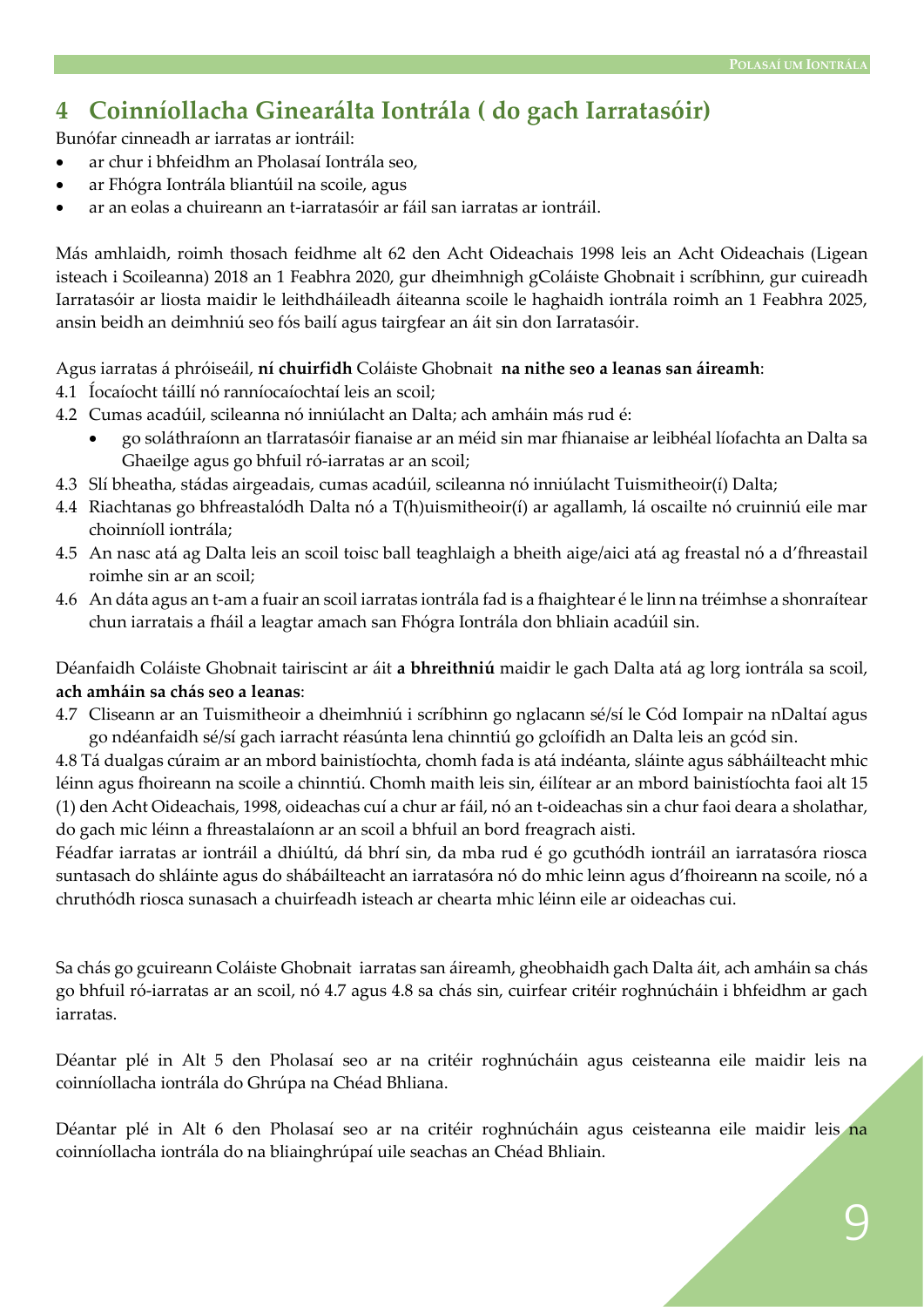# 4 Coinníollacha Ginearálta Iontrála ( do gach Iarratasóir)

Bunófar cinneadh ar iarratas ar iontráil:

- ar chur i bhfeidhm an Pholasaí Iontrála seo,
- ar Fhógra Iontrála bliantúil na scoile, agus
- ar an eolas a chuireann an t-iarratasóir ar fáil san iarratas ar iontráil.

Más amhlaidh, roimh thosach feidhme alt 62 den Acht Oideachais 1998 leis an Acht Oideachais (Ligean isteach i Scoileanna) 2018 an 1 Feabhra 2020, gur dheimhnigh gColáiste Ghobnait i scríbhinn, gur cuireadh Iarratasóir ar liosta maidir le leithdháileadh áiteanna scoile le haghaidh iontrála roimh an 1 Feabhra 2025, ansin beidh an deimhniú seo fós bailí agus tairgfear an áit sin don Iarratasóir.

Agus iarratas á phróiseáil, **ní chuirfidh** Coláiste Ghobnait **na nithe seo a leanas san áireamh**:

4.1 Íocaíocht táillí nó ranníocaíochtaí leis an scoil;

4.2 Cumas acadúil, scileanna nó inniúlacht an Dalta; ach amháin más rud é:
- go soláthraíonn an tIarratasóir fianaise ar an méid sin mar fhianaise ar leibhéal líofachta an Dalta sa Ghaeilge agus go bhfuil ró-iarratas ar an scoil;

4.3 Slí bheatha, stádas airgeadais, cumas acadúil, scileanna nó inniúlacht Tuismitheoir(í) Dalta;

4.4 Riachtanas go bhfreastalódh Dalta nó a T(h)uismitheoir(í) ar agallamh, lá oscailte nó cruinniú eile mar choinníoll iontrála;

4.5 An nasc atá ag Dalta leis an scoil toisc ball teaghlaigh a bheith aige/aici atá ag freastal nó a d'fhreastail roimhe sin ar an scoil;

4.6 An dáta agus an t-am a fuair an scoil iarratas iontrála fad is a fhaightear é le linn na tréimhse a shonraítear chun iarratais a fháil a leagtar amach san Fhógra Iontrála don bhliain acadúil sin.

Déanfaidh Coláiste Ghobnait tairiscint ar áit **a bhreithniú** maidir le gach Dalta atá ag lorg iontrála sa scoil, **ach amháin sa chás seo a leanas**:

4.7 Cliseann ar an Tuismitheoir a dheimhniú i scríbhinn go nglacann sé/sí le Cód Iompair na nDaltaí agus go ndéanfaidh sé/sí gach iarracht réasúnta lena chinntiú go gcloífidh an Dalta leis an gcód sin.

4.8 Tá dualgas cúraim ar an mbord bainistíochta, chomh fada is atá indéanta, sláinte agus sábháilteacht mhic léinn agus fhoireann na scoile a chinntiú. Chomh maith leis sin, éilítear ar an mbord bainistíochta faoi alt 15 (1) den Acht Oideachais, 1998, oideachas cuí a chur ar fáil, nó an t-oideachas sin a chur faoi deara a sholathar, do gach mic léinn a fhreastalaíonn ar an scoil a bhfuil an bord freagrach aisti.

Féadfar iarratas ar iontráil a dhiúltú, dá bhrí sin, da mba rud é go gcuthódh iontráil an iarratasóra riosca suntasach do shláinte agus do shábháilteacht an iarratasóra nó do mhic leinn agus d'fhoireann na scoile, nó a chruthódh riosca sunasach a chuirfeadh isteach ar chearta mhic léinn eile ar oideachas cui.

Sa chás go gcuireann Coláiste Ghobnait iarratas san áireamh, gheobhaidh gach Dalta áit, ach amháin sa chás go bhfuil ró-iarratas ar an scoil, nó 4.7 agus 4.8 sa chás sin, cuirfear critéir roghnúcháin i bhfeidhm ar gach iarratas.

Déantar plé in Alt 5 den Pholasaí seo ar na critéir roghnúcháin agus ceisteanna eile maidir leis na coinníollacha iontrála do Ghrúpa na Chéad Bhliana.

Déantar plé in Alt 6 den Pholasaí seo ar na critéir roghnúcháin agus ceisteanna eile maidir leis na coinníollacha iontrála do na bliainghrúpaí uile seachas an Chéad Bhliain.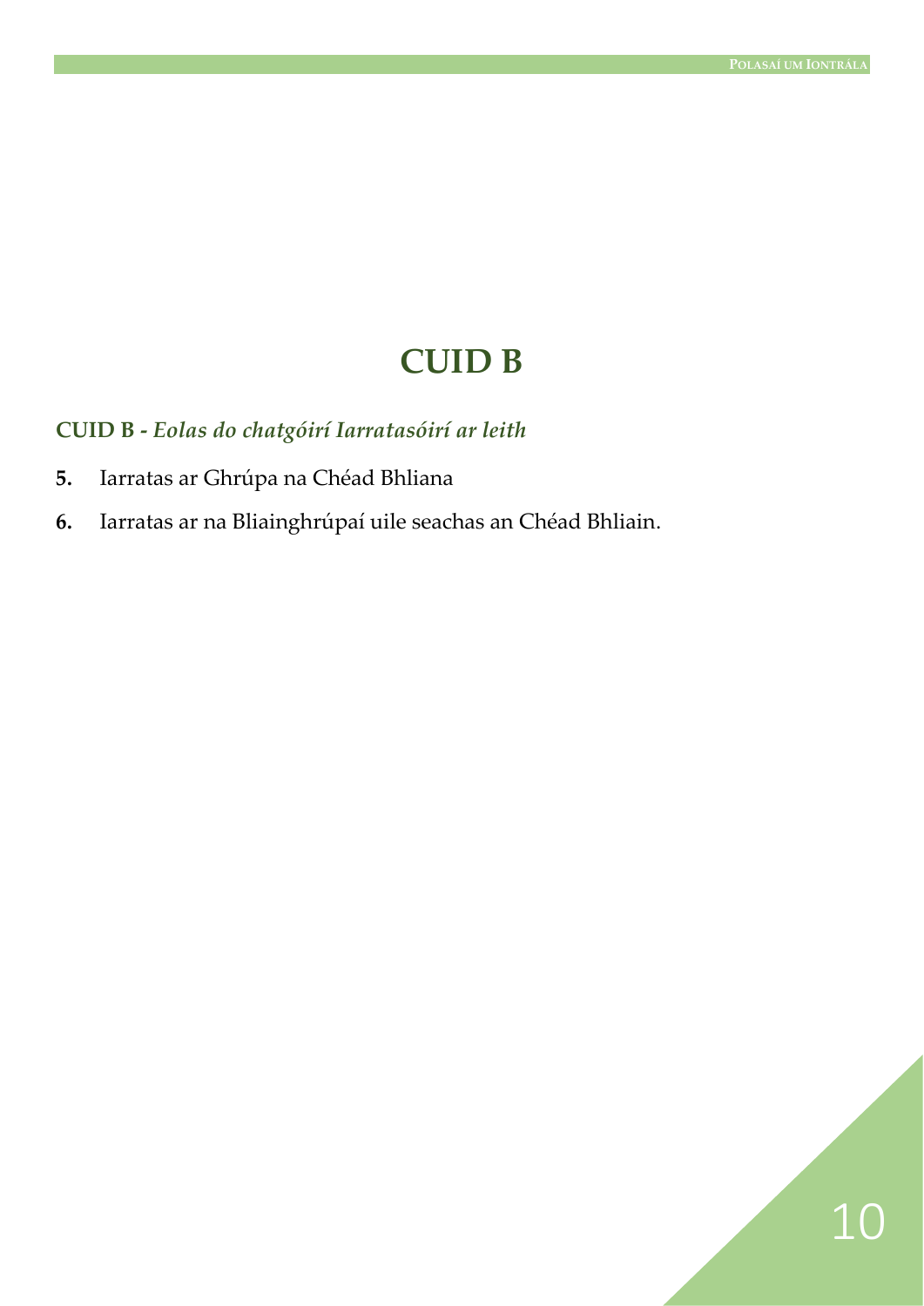# CUID B

## CUID B - *Eolas do chatgóirí Iarratasóirí ar leith*

**5.** Iarratas ar Ghrúpa na Chéad Bhliana

**6.** Iarratas ar na Bliainghrúpaí uile seachas an Chéad Bhliain.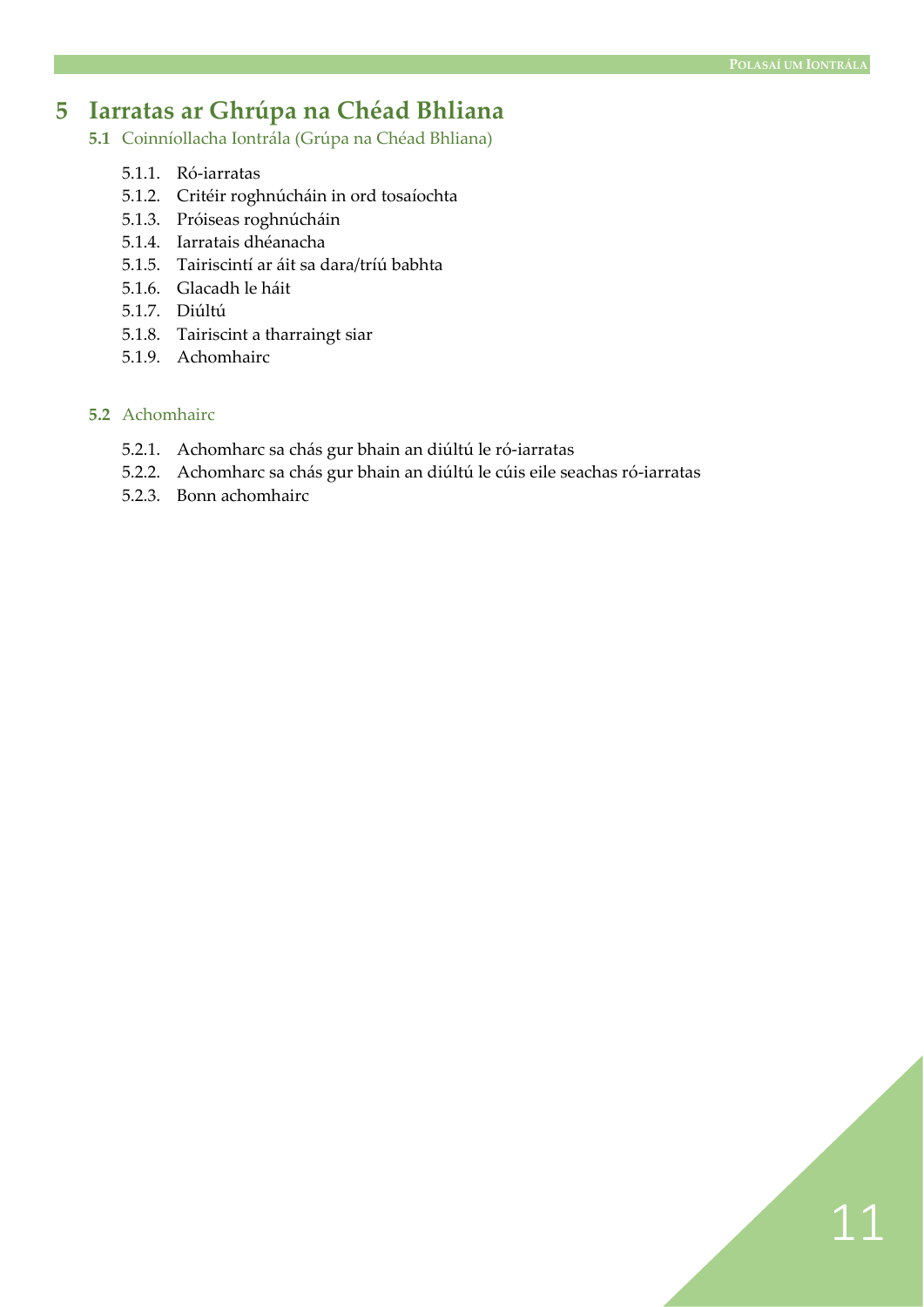# 5 Iarratas ar Ghrúpa na Chéad Bhliana

## 5.1 Coinníollacha Iontrála (Grúpa na Chéad Bhliana)

- 5.1.1. Ró-iarratas
- 5.1.2. Critéir roghnúcháin in ord tosaíochta
- 5.1.3. Próiseas roghnúcháin
- 5.1.4. Iarratais dhéanacha
- 5.1.5. Tairiscintí ar áit sa dara/tríú babhta
- 5.1.6. Glacadh le háit
- 5.1.7. Diúltú
- 5.1.8. Tairiscint a tharraingt siar
- 5.1.9. Achomhairc

## 5.2 Achomhairc

- 5.2.1. Achomharc sa chás gur bhain an diúltú le ró-iarratas
- 5.2.2. Achomharc sa chás gur bhain an diúltú le cúis eile seachas ró-iarratas
- 5.2.3. Bonn achomhairc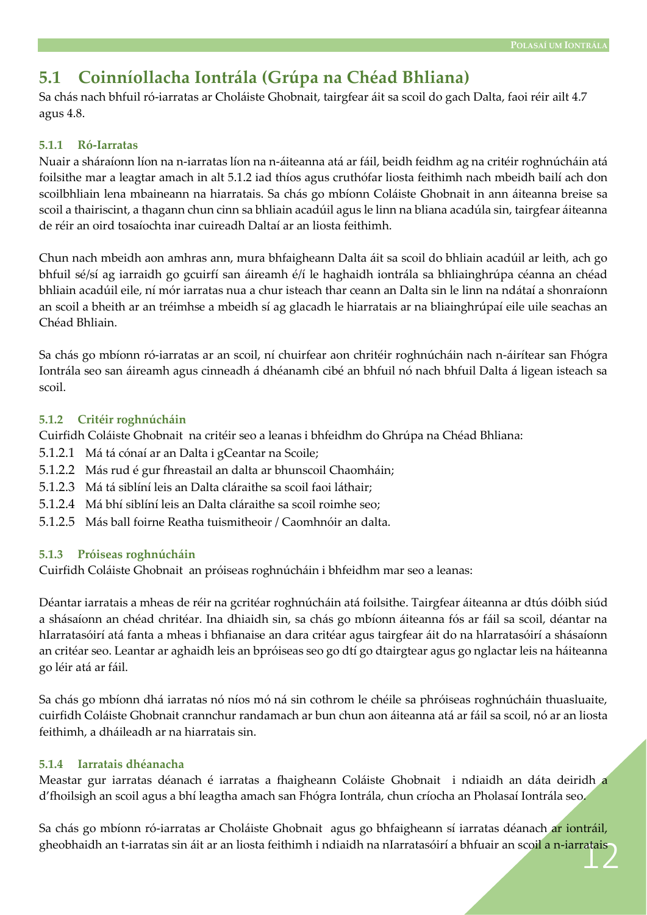## 5.1 Coinníollacha Iontrála (Grúpa na Chéad Bhliana)

Sa chás nach bhfuil ró-iarratas ar Choláiste Ghobnait, tairgfear áit sa scoil do gach Dalta, faoi réir ailt 4.7 agus 4.8.

### 5.1.1 Ró-Iarratas

Nuair a sháraíonn líon na n-iarratas líon na n-áiteanna atá ar fáil, beidh feidhm ag na critéir roghnúcháin atá foilsithe mar a leagtar amach in alt 5.1.2 iad thíos agus cruthófar liosta feithimh nach mbeidh bailí ach don scoilbhliain lena mbaineann na hiarratais. Sa chás go mbíonn Coláiste Ghobnait in ann áiteanna breise sa scoil a thairiscint, a thagann chun cinn sa bhliain acadúil agus le linn na bliana acadúla sin, tairgfear áiteanna de réir an oird tosaíochta inar cuireadh Daltaí ar an liosta feithimh.

Chun nach mbeidh aon amhras ann, mura bhfaigheann Dalta áit sa scoil do bhliain acadúil ar leith, ach go bhfuil sé/sí ag iarraidh go gcuirfí san áireamh é/í le haghaidh iontrála sa bhliainghrúpa céanna an chéad bhliain acadúil eile, ní mór iarratas nua a chur isteach thar ceann an Dalta sin le linn na ndátaí a shonraíonn an scoil a bheith ar an tréimhse a mbeidh sí ag glacadh le hiarratais ar na bliainghrúpaí eile uile seachas an Chéad Bhliain.

Sa chás go mbíonn ró-iarratas ar an scoil, ní chuirfear aon chritéir roghnúcháin nach n-áirítear san Fhógra Iontrála seo san áireamh agus cinneadh á dhéanamh cibé an bhfuil nó nach bhfuil Dalta á ligean isteach sa scoil.

### 5.1.2 Critéir roghnúcháin

Cuirfidh Coláiste Ghobnait na critéir seo a leanas i bhfeidhm do Ghrúpa na Chéad Bhliana:

5.1.2.1 Má tá cónaí ar an Dalta i gCeantar na Scoile;

5.1.2.2 Más rud é gur fhreastail an dalta ar bhunscoil Chaomháin;

5.1.2.3 Má tá siblíní leis an Dalta cláraithe sa scoil faoi láthair;

5.1.2.4 Má bhí siblíní leis an Dalta cláraithe sa scoil roimhe seo;

5.1.2.5 Más ball foirne Reatha tuismitheoir / Caomhnóir an dalta.

### 5.1.3 Próiseas roghnúcháin

Cuirfidh Coláiste Ghobnait an próiseas roghnúcháin i bhfeidhm mar seo a leanas:

Déantar iarratais a mheas de réir na gcritéar roghnúcháin atá foilsithe. Tairgfear áiteanna ar dtús dóibh siúd a shásaíonn an chéad chritéar. Ina dhiaidh sin, sa chás go mbíonn áiteanna fós ar fáil sa scoil, déantar na hIarratasóirí atá fanta a mheas i bhfianaise an dara critéar agus tairgfear áit do na hIarratasóirí a shásaíonn an critéar seo. Leantar ar aghaidh leis an bpróiseas seo go dtí go dtairgtear agus go nglactar leis na háiteanna go léir atá ar fáil.

Sa chás go mbíonn dhá iarratas nó níos mó ná sin cothrom le chéile sa phróiseas roghnúcháin thuasluaite, cuirfidh Coláiste Ghobnait crannchur randamach ar bun chun aon áiteanna atá ar fáil sa scoil, nó ar an liosta feithimh, a dháileadh ar na hiarratais sin.

### 5.1.4 Iarratais dhéanacha

Meastar gur iarratas déanach é iarratas a fhaigheann Coláiste Ghobnait i ndiaidh an dáta deiridh a d'fhoilsigh an scoil agus a bhí leagtha amach san Fhógra Iontrála, chun críocha an Pholasaí Iontrála seo.

Sa chás go mbíonn ró-iarratas ar Choláiste Ghobnait agus go bhfaigheann sí iarratas déanach ar iontráil, gheobhaidh an t-iarratas sin áit ar an liosta feithimh i ndiaidh na nIarratasóirí a bhfuair an scoil a n-iarratais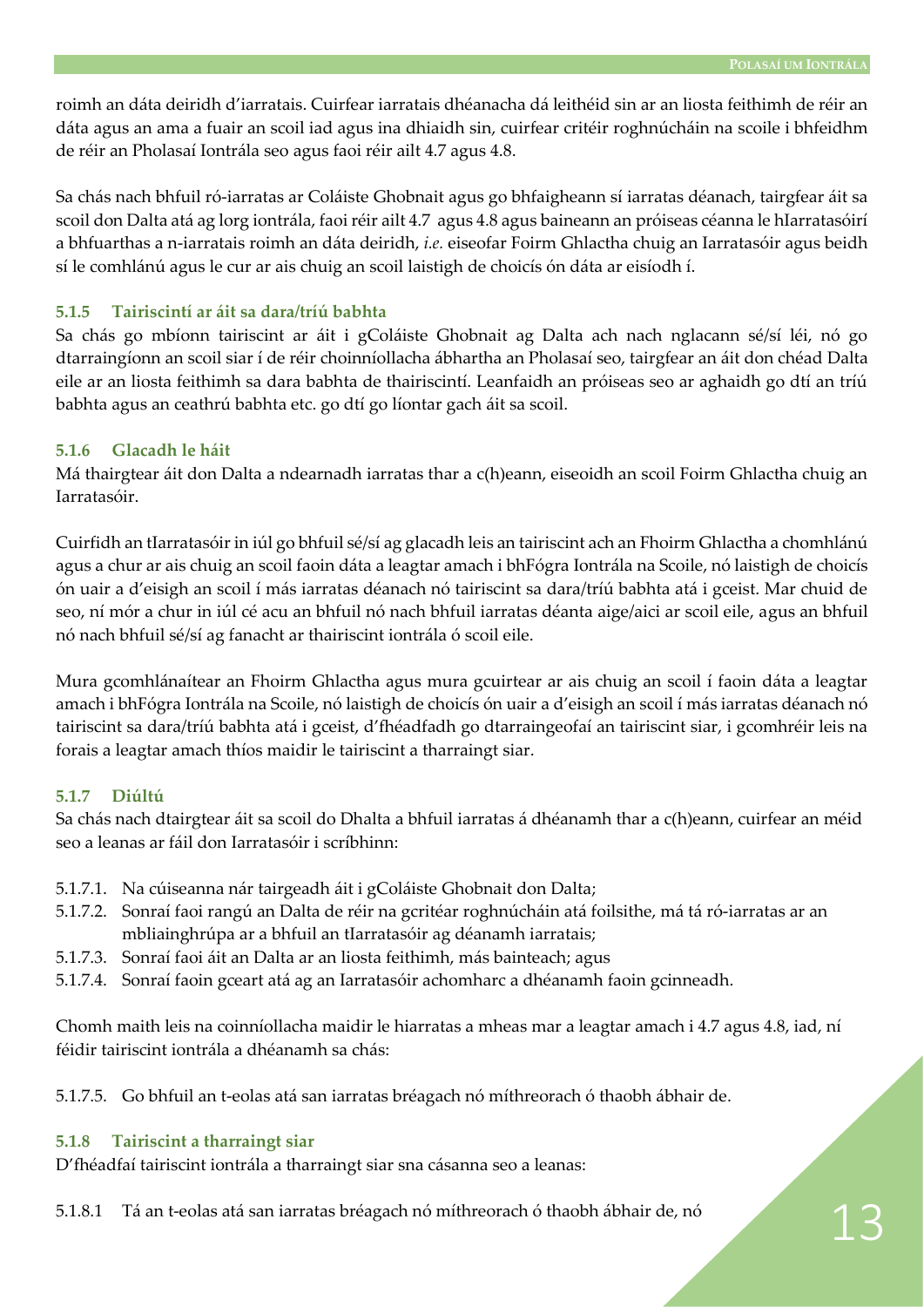roimh an dáta deiridh d'iarratais. Cuirfear iarratais dhéanacha dá leithéid sin ar an liosta feithimh de réir an dáta agus an ama a fuair an scoil iad agus ina dhiaidh sin, cuirfear critéir roghnúcháin na scoile i bhfeidhm de réir an Pholasaí Iontrála seo agus faoi réir ailt 4.7 agus 4.8.

Sa chás nach bhfuil ró-iarratas ar Coláiste Ghobnait agus go bhfaigheann sí iarratas déanach, tairgfear áit sa scoil don Dalta atá ag lorg iontrála, faoi réir ailt 4.7 agus 4.8 agus baineann an próiseas céanna le hIarratasóirí a bhfuarthas a n-iarratais roimh an dáta deiridh, *i.e.* eiseofar Foirm Ghlactha chuig an Iarratasóir agus beidh sí le comhlánú agus le cur ar ais chuig an scoil laistigh de choicís ón dáta ar eisíodh í.

#### 5.1.5 Tairiscintí ar áit sa dara/tríú babhta

Sa chás go mbíonn tairiscint ar áit i gColáiste Ghobnait ag Dalta ach nach nglacann sé/sí léi, nó go dtarraingíonn an scoil siar í de réir choinníollacha ábhartha an Pholasaí seo, tairgfear an áit don chéad Dalta eile ar an liosta feithimh sa dara babhta de thairiscintí. Leanfaidh an próiseas seo ar aghaidh go dtí an tríú babhta agus an ceathrú babhta etc. go dtí go líontar gach áit sa scoil.

#### 5.1.6 Glacadh le háit

Má thairgtear áit don Dalta a ndearnadh iarratas thar a c(h)eann, eiseoidh an scoil Foirm Ghlactha chuig an Iarratasóir.

Cuirfidh an tIarratasóir in iúl go bhfuil sé/sí ag glacadh leis an tairiscint ach an Fhoirm Ghlactha a chomhlánú agus a chur ar ais chuig an scoil faoin dáta a leagtar amach i bhFógra Iontrála na Scoile, nó laistigh de choicís ón uair a d'eisigh an scoil í más iarratas déanach nó tairiscint sa dara/tríú babhta atá i gceist. Mar chuid de seo, ní mór a chur in iúl cé acu an bhfuil nó nach bhfuil iarratas déanta aige/aici ar scoil eile, agus an bhfuil nó nach bhfuil sé/sí ag fanacht ar thairiscint iontrála ó scoil eile.

Mura gcomhlánaítear an Fhoirm Ghlactha agus mura gcuirtear ar ais chuig an scoil í faoin dáta a leagtar amach i bhFógra Iontrála na Scoile, nó laistigh de choicís ón uair a d'eisigh an scoil í más iarratas déanach nó tairiscint sa dara/tríú babhta atá i gceist, d'fhéadfadh go dtarraingeofaí an tairiscint siar, i gcomhréir leis na forais a leagtar amach thíos maidir le tairiscint a tharraingt siar.

#### 5.1.7 Diúltú

Sa chás nach dtairgtear áit sa scoil do Dhalta a bhfuil iarratas á dhéanamh thar a c(h)eann, cuirfear an méid seo a leanas ar fáil don Iarratasóir i scríbhinn:

- 5.1.7.1. Na cúiseanna nár tairgeadh áit i gColáiste Ghobnait don Dalta;
- 5.1.7.2. Sonraí faoi rangú an Dalta de réir na gcritéar roghnúcháin atá foilsithe, má tá ró-iarratas ar an mbliainghrúpa ar a bhfuil an tIarratasóir ag déanamh iarratais;
- 5.1.7.3. Sonraí faoi áit an Dalta ar an liosta feithimh, más bainteach; agus
- 5.1.7.4. Sonraí faoin gceart atá ag an Iarratasóir achomharc a dhéanamh faoin gcinneadh.

Chomh maith leis na coinníollacha maidir le hiarratas a mheas mar a leagtar amach i 4.7 agus 4.8, iad, ní féidir tairiscint iontrála a dhéanamh sa chás:

- 5.1.7.5. Go bhfuil an t-eolas atá san iarratas bréagach nó míthreorach ó thaobh ábhair de.

#### 5.1.8 Tairiscint a tharraingt siar

D'fhéadfaí tairiscint iontrála a tharraingt siar sna cásanna seo a leanas:

- 5.1.8.1 Tá an t-eolas atá san iarratas bréagach nó míthreorach ó thaobh ábhair de, nó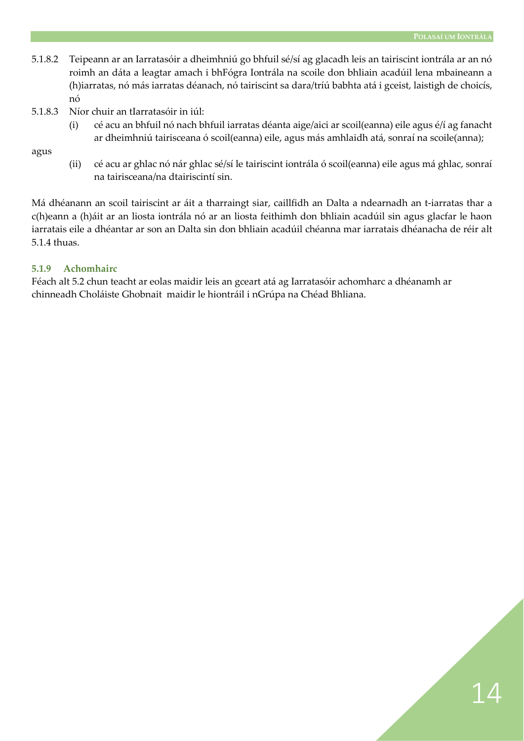5.1.8.2 Teipeann ar an Iarratasóir a dheimhniú go bhfuil sé/sí ag glacadh leis an tairiscint iontrála ar an nó roimh an dáta a leagtar amach i bhFógra Iontrála na scoile don bhliain acadúil lena mbaineann a (h)iarratas, nó más iarratas déanach, nó tairiscint sa dara/tríú babhta atá i gceist, laistigh de choicís, nó

5.1.8.3 Níor chuir an tIarratasóir in iúl:

(i) cé acu an bhfuil nó nach bhfuil iarratas déanta aige/aici ar scoil(eanna) eile agus é/í ag fanacht ar dheimhniú tairisceana ó scoil(eanna) eile, agus más amhlaidh atá, sonraí na scoile(anna);

agus

(ii) cé acu ar ghlac nó nár ghlac sé/sí le tairiscint iontrála ó scoil(eanna) eile agus má ghlac, sonraí na tairisceana/na dtairiscintí sin.

Má dhéanann an scoil tairiscint ar áit a tharraingt siar, caillfidh an Dalta a ndearnadh an t-iarratas thar a c(h)eann a (h)áit ar an liosta iontrála nó ar an liosta feithimh don bhliain acadúil sin agus glacfar le haon iarratais eile a dhéantar ar son an Dalta sin don bhliain acadúil chéanna mar iarratais dhéanacha de réir alt 5.1.4 thuas.

### 5.1.9 Achomhairc

Féach alt 5.2 chun teacht ar eolas maidir leis an gceart atá ag Iarratasóir achomharc a dhéanamh ar chinneadh Choláiste Ghobnait maidir le hiontráil i nGrúpa na Chéad Bhliana.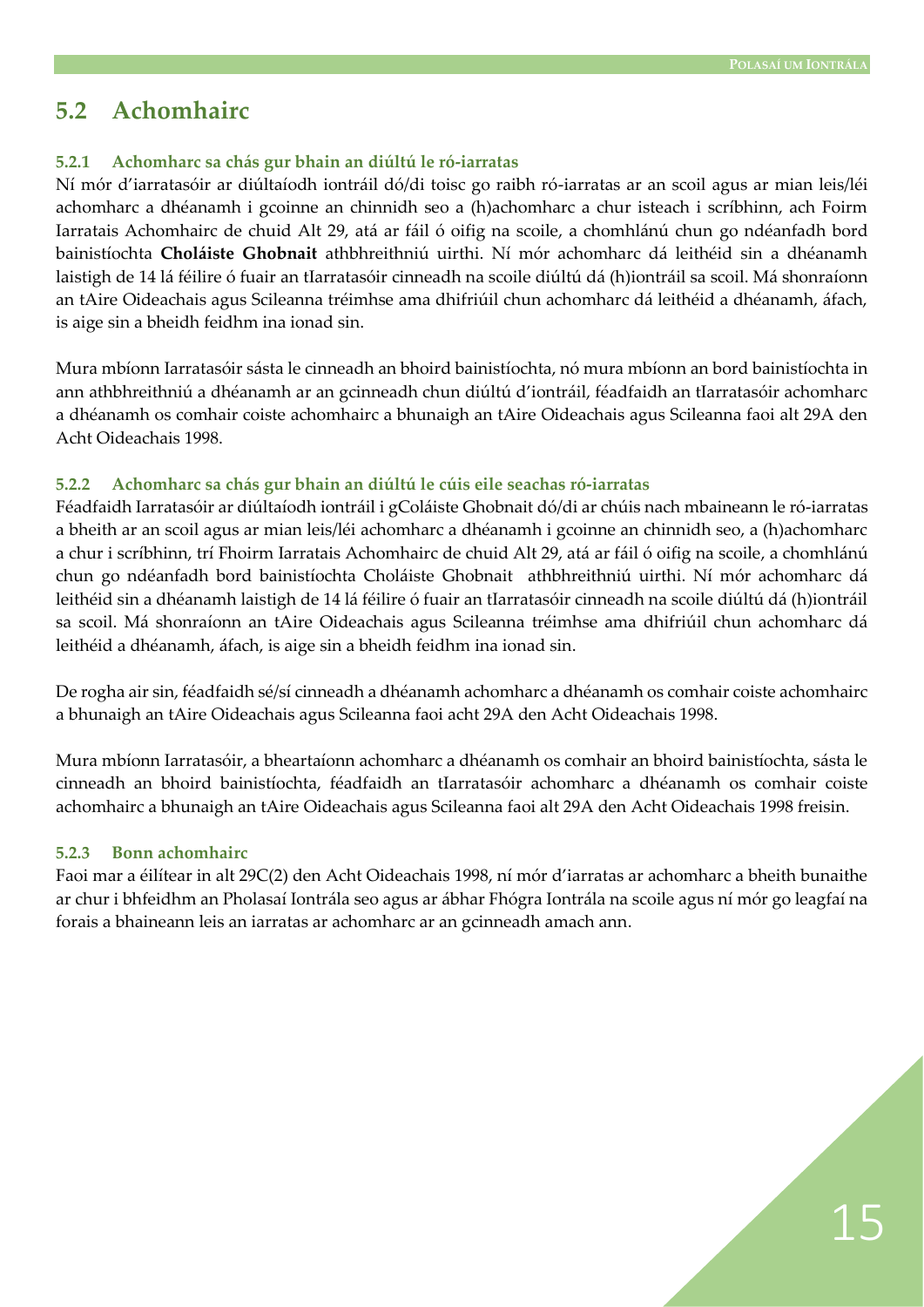## 5.2 Achomhairc

### 5.2.1 Achomharc sa chás gur bhain an diúltú le ró-iarratas

Ní mór d'iarratasóir ar diúltaíodh iontráil dó/di toisc go raibh ró-iarratas ar an scoil agus ar mian leis/léi achomharc a dhéanamh i gcoinne an chinnidh seo a (h)achomharc a chur isteach i scríbhinn, ach Foirm Iarratais Achomhairc de chuid Alt 29, atá ar fáil ó oifig na scoile, a chomhlánú chun go ndéanfadh bord bainistíochta **Choláiste Ghobnait** athbhreithniú uirthi. Ní mór achomharc dá leithéid sin a dhéanamh laistigh de 14 lá féilire ó fuair an tIarratasóir cinneadh na scoile diúltú dá (h)iontráil sa scoil. Má shonraíonn an tAire Oideachais agus Scileanna tréimhse ama dhifriúil chun achomharc dá leithéid a dhéanamh, áfach, is aige sin a bheidh feidhm ina ionad sin.

Mura mbíonn Iarratasóir sásta le cinneadh an bhoird bainistíochta, nó mura mbíonn an bord bainistíochta in ann athbhreithniú a dhéanamh ar an gcinneadh chun diúltú d'iontráil, féadfaidh an tIarratasóir achomharc a dhéanamh os comhair coiste achomhairc a bhunaigh an tAire Oideachais agus Scileanna faoi alt 29A den Acht Oideachais 1998.

### 5.2.2 Achomharc sa chás gur bhain an diúltú le cúis eile seachas ró-iarratas

Féadfaidh Iarratasóir ar diúltaíodh iontráil i gColáiste Ghobnait dó/di ar chúis nach mbaineann le ró-iarratas a bheith ar an scoil agus ar mian leis/léi achomharc a dhéanamh i gcoinne an chinnidh seo, a (h)achomharc a chur i scríbhinn, trí Fhoirm Iarratais Achomhairc de chuid Alt 29, atá ar fáil ó oifig na scoile, a chomhlánú chun go ndéanfadh bord bainistíochta Choláiste Ghobnait athbhreithniú uirthi. Ní mór achomharc dá leithéid sin a dhéanamh laistigh de 14 lá féilire ó fuair an tIarratasóir cinneadh na scoile diúltú dá (h)iontráil sa scoil. Má shonraíonn an tAire Oideachais agus Scileanna tréimhse ama dhifriúil chun achomharc dá leithéid a dhéanamh, áfach, is aige sin a bheidh feidhm ina ionad sin.

De rogha air sin, féadfaidh sé/sí cinneadh a dhéanamh achomharc a dhéanamh os comhair coiste achomhairc a bhunaigh an tAire Oideachais agus Scileanna faoi acht 29A den Acht Oideachais 1998.

Mura mbíonn Iarratasóir, a bheartaíonn achomharc a dhéanamh os comhair an bhoird bainistíochta, sásta le cinneadh an bhoird bainistíochta, féadfaidh an tIarratasóir achomharc a dhéanamh os comhair coiste achomhairc a bhunaigh an tAire Oideachais agus Scileanna faoi alt 29A den Acht Oideachais 1998 freisin.

### 5.2.3 Bonn achomhairc

Faoi mar a éilítear in alt 29C(2) den Acht Oideachais 1998, ní mór d'iarratas ar achomharc a bheith bunaithe ar chur i bhfeidhm an Pholasaí Iontrála seo agus ar ábhar Fhógra Iontrála na scoile agus ní mór go leagfaí na forais a bhaineann leis an iarratas ar achomharc ar an gcinneadh amach ann.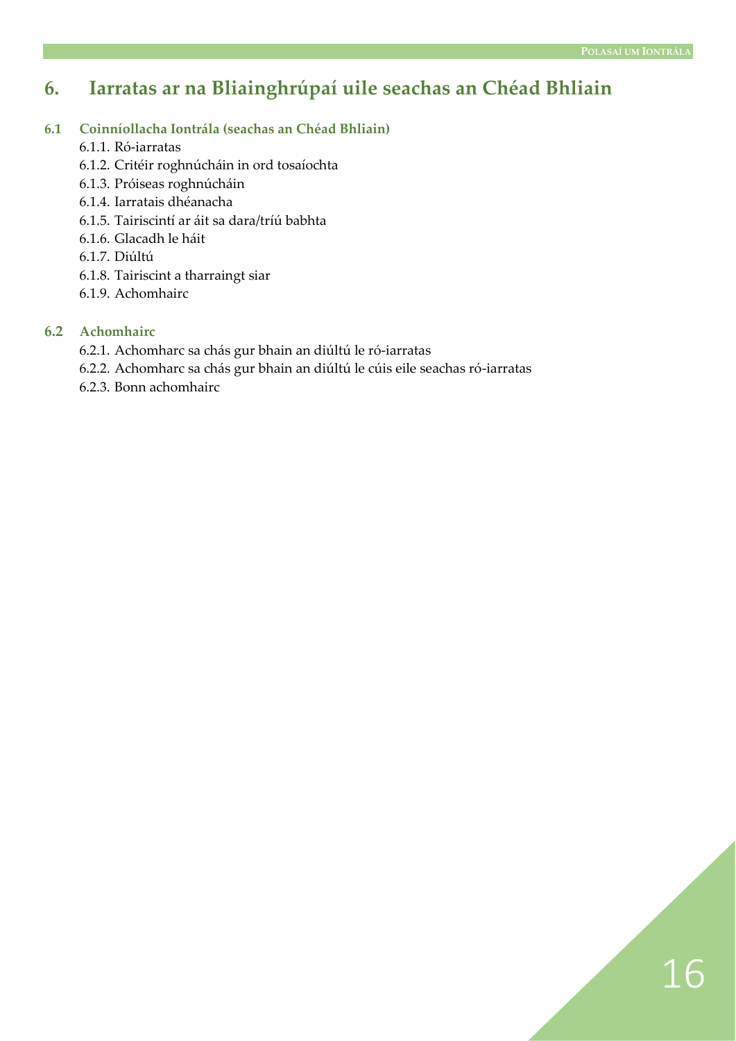# 6. Iarratas ar na Bliainghrúpaí uile seachas an Chéad Bhliain

## 6.1 Coinníollacha Iontrála (seachas an Chéad Bhliain)

6.1.1. Ró-iarratas
6.1.2. Critéir roghnúcháin in ord tosaíochta
6.1.3. Próiseas roghnúcháin
6.1.4. Iarratais dhéanacha
6.1.5. Tairiscintí ar áit sa dara/tríú babhta
6.1.6. Glacadh le háit
6.1.7. Diúltú
6.1.8. Tairiscint a tharraingt siar
6.1.9. Achomhairc

## 6.2 Achomhairc

6.2.1. Achomharc sa chás gur bhain an diúltú le ró-iarratas
6.2.2. Achomharc sa chás gur bhain an diúltú le cúis eile seachas ró-iarratas
6.2.3. Bonn achomhairc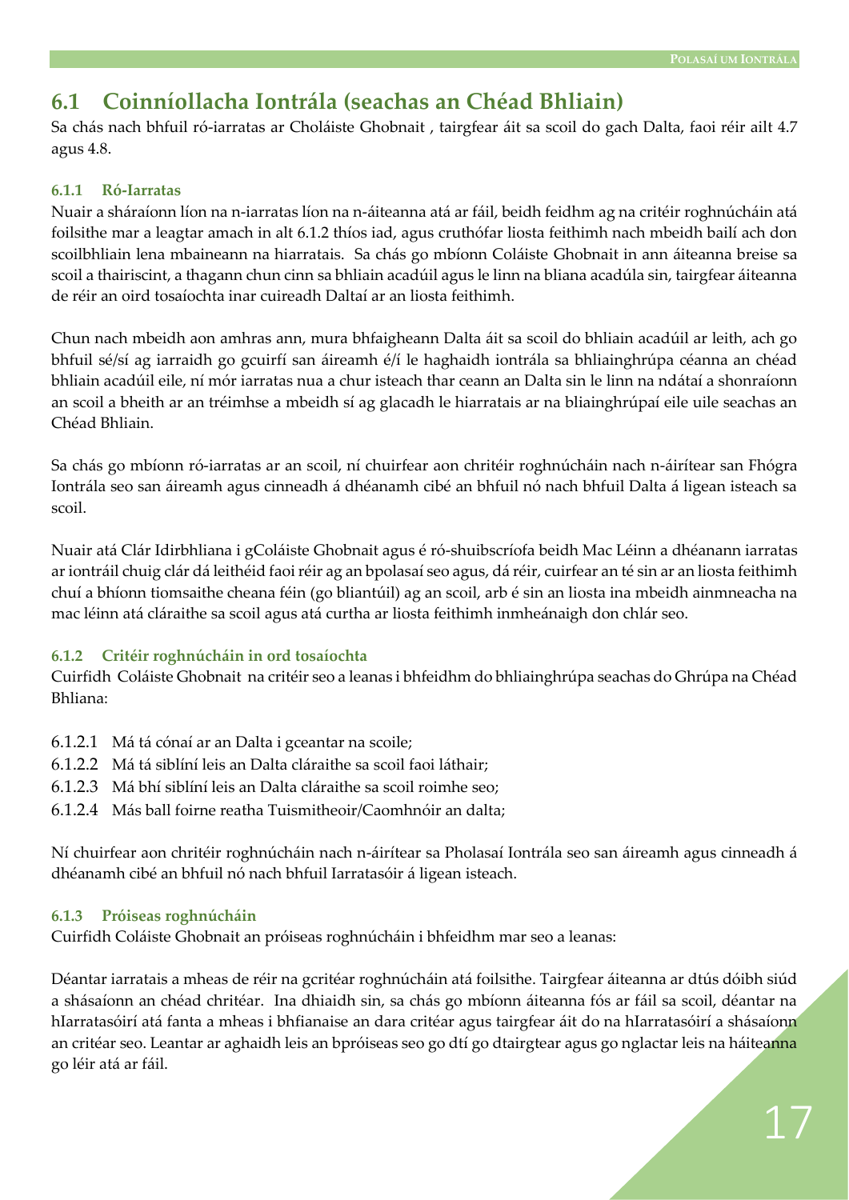## 6.1 Coinníollacha Iontrála (seachas an Chéad Bhliain)

Sa chás nach bhfuil ró-iarratas ar Choláiste Ghobnait , tairgfear áit sa scoil do gach Dalta, faoi réir ailt 4.7 agus 4.8.

### 6.1.1 Ró-Iarratas

Nuair a sháraíonn líon na n-iarratas líon na n-áiteanna atá ar fáil, beidh feidhm ag na critéir roghnúcháin atá foilsithe mar a leagtar amach in alt 6.1.2 thíos iad, agus cruthófar liosta feithimh nach mbeidh bailí ach don scoilbhliain lena mbaineann na hiarratais. Sa chás go mbíonn Coláiste Ghobnait in ann áiteanna breise sa scoil a thairiscint, a thagann chun cinn sa bhliain acadúil agus le linn na bliana acadúla sin, tairgfear áiteanna de réir an oird tosaíochta inar cuireadh Daltaí ar an liosta feithimh.

Chun nach mbeidh aon amhras ann, mura bhfaigheann Dalta áit sa scoil do bhliain acadúil ar leith, ach go bhfuil sé/sí ag iarraidh go gcuirfí san áireamh é/í le haghaidh iontrála sa bhliainghrúpa céanna an chéad bhliain acadúil eile, ní mór iarratas nua a chur isteach thar ceann an Dalta sin le linn na ndátaí a shonraíonn an scoil a bheith ar an tréimhse a mbeidh sí ag glacadh le hiarratais ar na bliainghrúpaí eile uile seachas an Chéad Bhliain.

Sa chás go mbíonn ró-iarratas ar an scoil, ní chuirfear aon chritéir roghnúcháin nach n-áirítear san Fhógra Iontrála seo san áireamh agus cinneadh á dhéanamh cibé an bhfuil nó nach bhfuil Dalta á ligean isteach sa scoil.

Nuair atá Clár Idirbhliana i gColáiste Ghobnait agus é ró-shuibscríofa beidh Mac Léinn a dhéanann iarratas ar iontráil chuig clár dá leithéid faoi réir ag an bpolasaí seo agus, dá réir, cuirfear an té sin ar an liosta feithimh chuí a bhíonn tiomsaithe cheana féin (go bliantúil) ag an scoil, arb é sin an liosta ina mbeidh ainmneacha na mac léinn atá cláraithe sa scoil agus atá curtha ar liosta feithimh inmheánaigh don chlár seo.

### 6.1.2 Critéir roghnúcháin in ord tosaíochta

Cuirfidh Coláiste Ghobnait na critéir seo a leanas i bhfeidhm do bhliainghrúpa seachas do Ghrúpa na Chéad Bhliana:

- 6.1.2.1 Má tá cónaí ar an Dalta i gceantar na scoile;
- 6.1.2.2 Má tá siblíní leis an Dalta cláraithe sa scoil faoi láthair;
- 6.1.2.3 Má bhí siblíní leis an Dalta cláraithe sa scoil roimhe seo;
- 6.1.2.4 Más ball foirne reatha Tuismitheoir/Caomhnóir an dalta;

Ní chuirfear aon chritéir roghnúcháin nach n-áirítear sa Pholasaí Iontrála seo san áireamh agus cinneadh á dhéanamh cibé an bhfuil nó nach bhfuil Iarratasóir á ligean isteach.

### 6.1.3 Próiseas roghnúcháin

Cuirfidh Coláiste Ghobnait an próiseas roghnúcháin i bhfeidhm mar seo a leanas:

Déantar iarratais a mheas de réir na gcritéar roghnúcháin atá foilsithe. Tairgfear áiteanna ar dtús dóibh siúd a shásaíonn an chéad chritéar. Ina dhiaidh sin, sa chás go mbíonn áiteanna fós ar fáil sa scoil, déantar na hIarratasóirí atá fanta a mheas i bhfianaise an dara critéar agus tairgfear áit do na hIarratasóirí a shásaíonn an critéar seo. Leantar ar aghaidh leis an bpróiseas seo go dtí go dtairgtear agus go nglactar leis na háiteanna go léir atá ar fáil.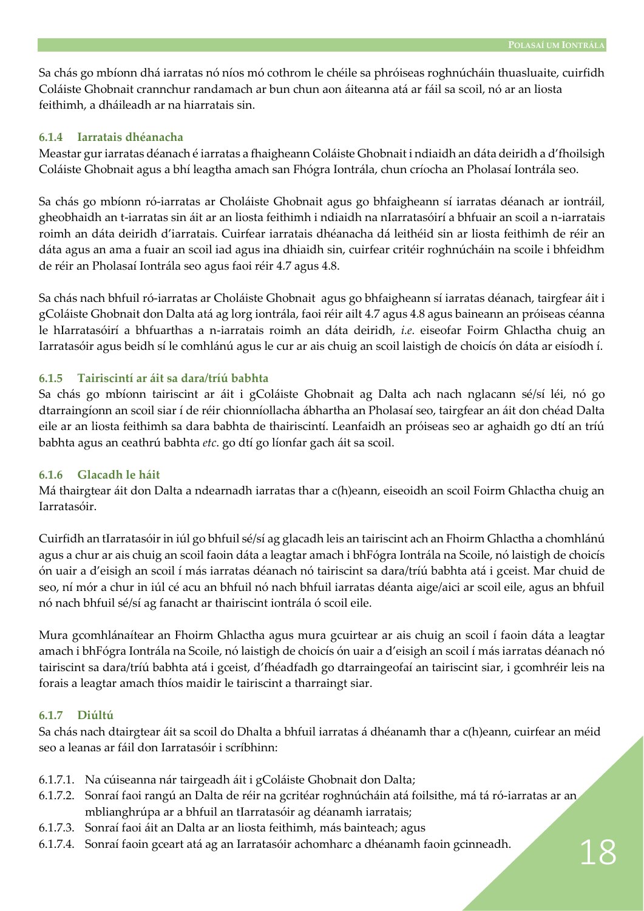Sa chás go mbíonn dhá iarratas nó níos mó cothrom le chéile sa phróiseas roghnúcháin thuasluaite, cuirfidh Coláiste Ghobnait crannchur randamach ar bun chun aon áiteanna atá ar fáil sa scoil, nó ar an liosta feithimh, a dháileadh ar na hiarratais sin.

### 6.1.4 Iarratais dhéanacha

Meastar gur iarratas déanach é iarratas a fhaigheann Coláiste Ghobnait i ndiaidh an dáta deiridh a d'fhoilsigh Coláiste Ghobnait agus a bhí leagtha amach san Fhógra Iontrála, chun críocha an Pholasaí Iontrála seo.

Sa chás go mbíonn ró-iarratas ar Choláiste Ghobnait agus go bhfaigheann sí iarratas déanach ar iontráil, gheobhaidh an t-iarratas sin áit ar an liosta feithimh i ndiaidh na nIarratasóirí a bhfuair an scoil a n-iarratais roimh an dáta deiridh d'iarratais. Cuirfear iarratais dhéanacha dá leithéid sin ar liosta feithimh de réir an dáta agus an ama a fuair an scoil iad agus ina dhiaidh sin, cuirfear critéir roghnúcháin na scoile i bhfeidhm de réir an Pholasaí Iontrála seo agus faoi réir 4.7 agus 4.8.

Sa chás nach bhfuil ró-iarratas ar Choláiste Ghobnait agus go bhfaigheann sí iarratas déanach, tairgfear áit i gColáiste Ghobnait don Dalta atá ag lorg iontrála, faoi réir ailt 4.7 agus 4.8 agus baineann an próiseas céanna le hIarratasóirí a bhfuarthas a n-iarratais roimh an dáta deiridh, *i.e.* eiseofar Foirm Ghlactha chuig an Iarratasóir agus beidh sí le comhlánú agus le cur ar ais chuig an scoil laistigh de choicís ón dáta ar eisíodh í.

### 6.1.5 Tairiscintí ar áit sa dara/tríú babhta

Sa chás go mbíonn tairiscint ar áit i gColáiste Ghobnait ag Dalta ach nach nglacann sé/sí léi, nó go dtarraingíonn an scoil siar í de réir chionníollacha ábhartha an Pholasaí seo, tairgfear an áit don chéad Dalta eile ar an liosta feithimh sa dara babhta de thairiscintí. Leanfaidh an próiseas seo ar aghaidh go dtí an tríú babhta agus an ceathrú babhta *etc*. go dtí go líonfar gach áit sa scoil.

### 6.1.6 Glacadh le háit

Má thairgtear áit don Dalta a ndearnadh iarratas thar a c(h)eann, eiseoidh an scoil Foirm Ghlactha chuig an Iarratasóir.

Cuirfidh an tIarratasóir in iúl go bhfuil sé/sí ag glacadh leis an tairiscint ach an Fhoirm Ghlactha a chomhlánú agus a chur ar ais chuig an scoil faoin dáta a leagtar amach i bhFógra Iontrála na Scoile, nó laistigh de choicís ón uair a d'eisigh an scoil í más iarratas déanach nó tairiscint sa dara/tríú babhta atá i gceist. Mar chuid de seo, ní mór a chur in iúl cé acu an bhfuil nó nach bhfuil iarratas déanta aige/aici ar scoil eile, agus an bhfuil nó nach bhfuil sé/sí ag fanacht ar thairiscint iontrála ó scoil eile.

Mura gcomhlánaítear an Fhoirm Ghlactha agus mura gcuirtear ar ais chuig an scoil í faoin dáta a leagtar amach i bhFógra Iontrála na Scoile, nó laistigh de choicís ón uair a d'eisigh an scoil í más iarratas déanach nó tairiscint sa dara/tríú babhta atá i gceist, d'fhéadfadh go dtarraingeofaí an tairiscint siar, i gcomhréir leis na forais a leagtar amach thíos maidir le tairiscint a tharraingt siar.

### 6.1.7 Diúltú

Sa chás nach dtairgtear áit sa scoil do Dhalta a bhfuil iarratas á dhéanamh thar a c(h)eann, cuirfear an méid seo a leanas ar fáil don Iarratasóir i scríbhinn:

- 6.1.7.1. Na cúiseanna nár tairgeadh áit i gColáiste Ghobnait don Dalta;
- 6.1.7.2. Sonraí faoi rangú an Dalta de réir na gcritéar roghnúcháin atá foilsithe, má tá ró-iarratas ar an mblianghrúpa ar a bhfuil an tIarratasóir ag déanamh iarratais;
- 6.1.7.3. Sonraí faoi áit an Dalta ar an liosta feithimh, más bainteach; agus
- 6.1.7.4. Sonraí faoin gceart atá ag an Iarratasóir achomharc a dhéanamh faoin gcinneadh.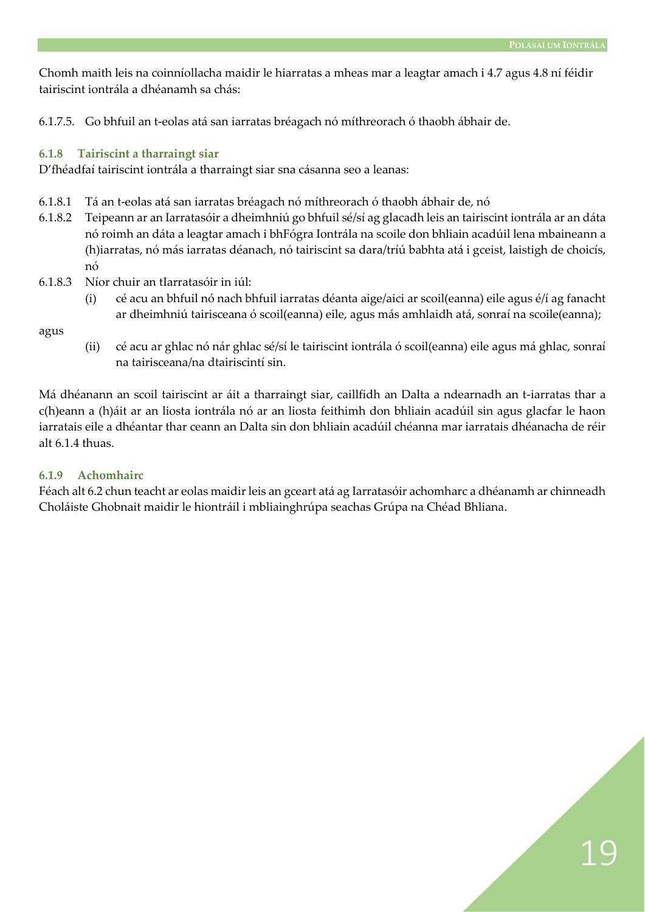Chomh maith leis na coinníollacha maidir le hiarratas a mheas mar a leagtar amach i 4.7 agus 4.8 ní féidir tairiscint iontrála a dhéanamh sa chás:

6.1.7.5. Go bhfuil an t-eolas atá san iarratas bréagach nó míthreorach ó thaobh ábhair de.

### 6.1.8 Tairiscint a tharraingt siar

D'fhéadfaí tairiscint iontrála a tharraingt siar sna cásanna seo a leanas:

6.1.8.1 Tá an t-eolas atá san iarratas bréagach nó míthreorach ó thaobh ábhair de, nó

6.1.8.2 Teipeann ar an Iarratasóir a dheimhniú go bhfuil sé/sí ag glacadh leis an tairiscint iontrála ar an dáta nó roimh an dáta a leagtar amach i bhFógra Iontrála na scoile don bhliain acadúil lena mbaineann a (h)iarratas, nó más iarratas déanach, nó tairiscint sa dara/tríú babhta atá i gceist, laistigh de choicís, nó

6.1.8.3 Níor chuir an tIarratasóir in iúl:

(i) cé acu an bhfuil nó nach bhfuil iarratas déanta aige/aici ar scoil(eanna) eile agus é/í ag fanacht ar dheimhniú tairisceana ó scoil(eanna) eile, agus más amhlaidh atá, sonraí na scoile(eanna);

agus

(ii) cé acu ar ghlac nó nár ghlac sé/sí le tairiscint iontrála ó scoil(eanna) eile agus má ghlac, sonraí na tairisceana/na dtairiscintí sin.

Má dhéanann an scoil tairiscint ar áit a tharraingt siar, caillfidh an Dalta a ndearnadh an t-iarratas thar a c(h)eann a (h)áit ar an liosta iontrála nó ar an liosta feithimh don bhliain acadúil sin agus glacfar le haon iarratais eile a dhéantar thar ceann an Dalta sin don bhliain acadúil chéanna mar iarratais dhéanacha de réir alt 6.1.4 thuas.

### 6.1.9 Achomhairc

Féach alt 6.2 chun teacht ar eolas maidir leis an gceart atá ag Iarratasóir achomharc a dhéanamh ar chinneadh Choláiste Ghobnait maidir le hiontráil i mbliainghrúpa seachas Grúpa na Chéad Bhliana.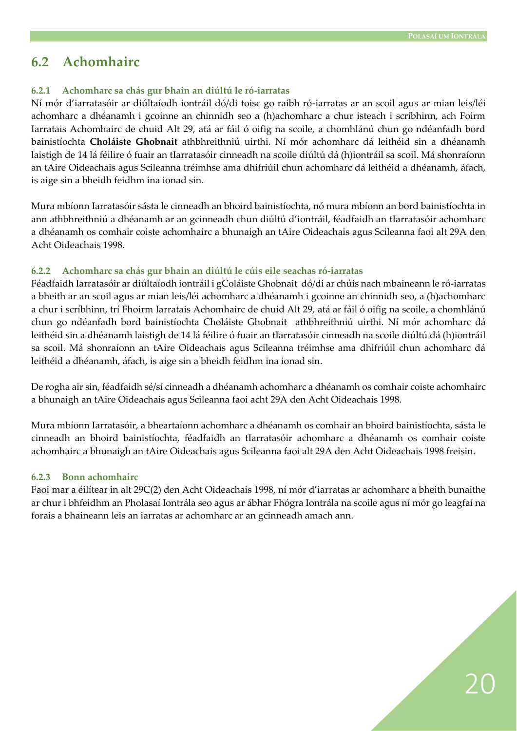## 6.2 Achomhairc

### 6.2.1 Achomharc sa chás gur bhain an diúltú le ró-iarratas

Ní mór d'iarratasóir ar diúltaíodh iontráil dó/di toisc go raibh ró-iarratas ar an scoil agus ar mian leis/léi achomharc a dhéanamh i gcoinne an chinnidh seo a (h)achomharc a chur isteach i scríbhinn, ach Foirm Iarratais Achomhairc de chuid Alt 29, atá ar fáil ó oifig na scoile, a chomhlánú chun go ndéanfadh bord bainistíochta **Choláiste Ghobnait** athbhreithniú uirthi. Ní mór achomharc dá leithéid sin a dhéanamh laistigh de 14 lá féilire ó fuair an tIarratasóir cinneadh na scoile diúltú dá (h)iontráil sa scoil. Má shonraíonn an tAire Oideachais agus Scileanna tréimhse ama dhifriúil chun achomharc dá leithéid a dhéanamh, áfach, is aige sin a bheidh feidhm ina ionad sin.

Mura mbíonn Iarratasóir sásta le cinneadh an bhoird bainistíochta, nó mura mbíonn an bord bainistíochta in ann athbhreithniú a dhéanamh ar an gcinneadh chun diúltú d'iontráil, féadfaidh an tIarratasóir achomharc a dhéanamh os comhair coiste achomhairc a bhunaigh an tAire Oideachais agus Scileanna faoi alt 29A den Acht Oideachais 1998.

### 6.2.2 Achomharc sa chás gur bhain an diúltú le cúis eile seachas ró-iarratas

Féadfaidh Iarratasóir ar diúltaíodh iontráil i gColáiste Ghobnait dó/di ar chúis nach mbaineann le ró-iarratas a bheith ar an scoil agus ar mian leis/léi achomharc a dhéanamh i gcoinne an chinnidh seo, a (h)achomharc a chur i scríbhinn, trí Fhoirm Iarratais Achomhairc de chuid Alt 29, atá ar fáil ó oifig na scoile, a chomhlánú chun go ndéanfadh bord bainistíochta Choláiste Ghobnait athbhreithniú uirthi. Ní mór achomharc dá leithéid sin a dhéanamh laistigh de 14 lá féilire ó fuair an tIarratasóir cinneadh na scoile diúltú dá (h)iontráil sa scoil. Má shonraíonn an tAire Oideachais agus Scileanna tréimhse ama dhifriúil chun achomharc dá leithéid a dhéanamh, áfach, is aige sin a bheidh feidhm ina ionad sin.

De rogha air sin, féadfaidh sé/sí cinneadh a dhéanamh achomharc a dhéanamh os comhair coiste achomhairc a bhunaigh an tAire Oideachais agus Scileanna faoi acht 29A den Acht Oideachais 1998.

Mura mbíonn Iarratasóir, a bheartaíonn achomharc a dhéanamh os comhair an bhoird bainistíochta, sásta le cinneadh an bhoird bainistíochta, féadfaidh an tIarratasóir achomharc a dhéanamh os comhair coiste achomhairc a bhunaigh an tAire Oideachais agus Scileanna faoi alt 29A den Acht Oideachais 1998 freisin.

### 6.2.3 Bonn achomhairc

Faoi mar a éilítear in alt 29C(2) den Acht Oideachais 1998, ní mór d'iarratas ar achomharc a bheith bunaithe ar chur i bhfeidhm an Pholasaí Iontrála seo agus ar ábhar Fhógra Iontrála na scoile agus ní mór go leagfaí na forais a bhaineann leis an iarratas ar achomharc ar an gcinneadh amach ann.